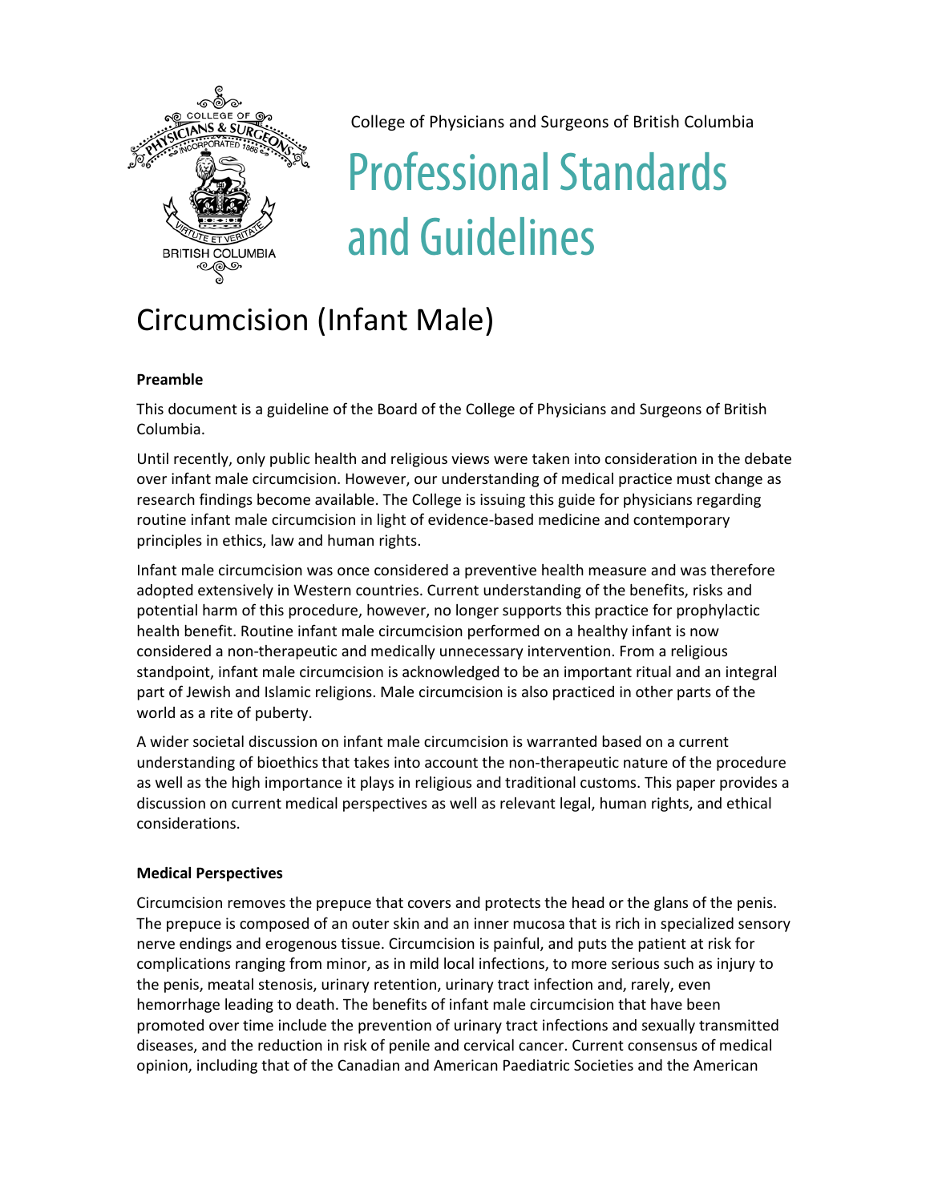College of Physicians and Surgeons of British Columbia

# Professional Standards and Guidelines

# Circumcision (Infant Male)

**Preamble**

This document is a guideline of the Board of the College of Physicians and Surgeons of British Columbia.

Until recently, only public health and religious views were taken into consideration in the debate over infant male circumcision. However, our understanding of medical practice must change as research findings become available. The College is issuing this guide for physicians regarding routine infant male circumcision in light of evidence-based medicine and contemporary principles in ethics, law and human rights.

Infant male circumcision was once considered a preventive health measure and was therefore adopted extensively in Western countries. Current understanding of the benefits, risks and potential harm of this procedure, however, no longer supports this practice for prophylactic health benefit. Routine infant male circumcision performed on a healthy infant is now considered a non-therapeutic and medically unnecessary intervention. From a religious standpoint, infant male circumcision is acknowledged to be an important ritual and an integral part of Jewish and Islamic religions. Male circumcision is also practiced in other parts of the world as a rite of puberty.

A wider societal discussion on infant male circumcision is warranted based on a current understanding of bioethics that takes into account the non-therapeutic nature of the procedure as well as the high importance it plays in religious and traditional customs. This paper provides a discussion on current medical perspectives as well as relevant legal, human rights, and ethical considerations.

**Medical Perspectives**

Circumcision removes the prepuce that covers and protects the head or the glans of the penis. The prepuce is composed of an outer skin and an inner mucosa that is rich in specialized sensory nerve endings and erogenous tissue. Circumcision is painful, and puts the patient at risk for complications ranging from minor, as in mild local infections, to more serious such as injury to the penis, meatal stenosis, urinary retention, urinary tract infection and, rarely, even hemorrhage leading to death. The benefits of infant male circumcision that have been promoted over time include the prevention of urinary tract infections and sexually transmitted diseases, and the reduction in risk of penile and cervical cancer. Current consensus of medical opinion, including that of the Canadian and American Paediatric Societies and the American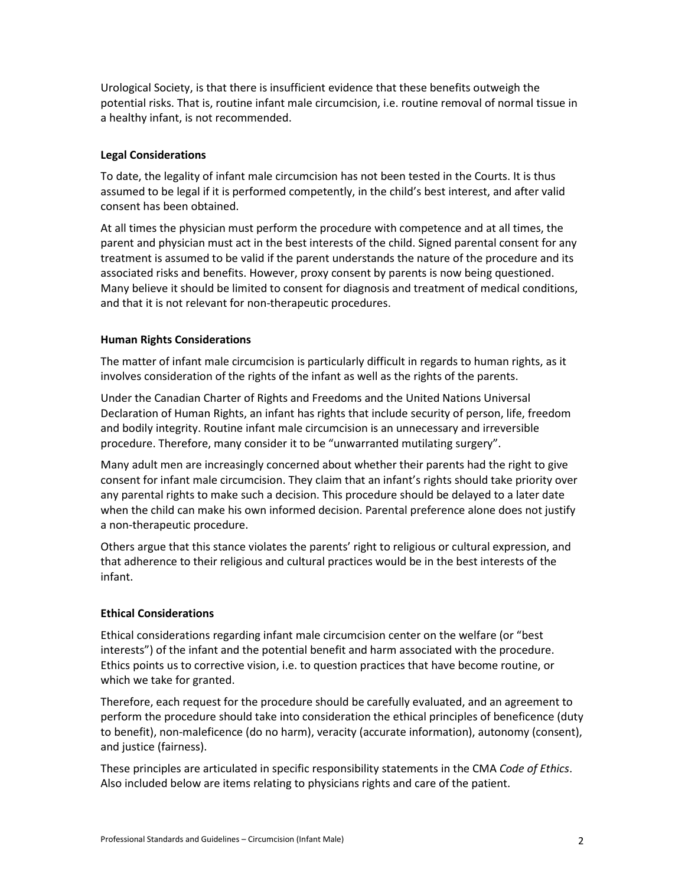Urological Society, is that there is insufficient evidence that these benefits outweigh the potential risks. That is, routine infant male circumcision, i.e. routine removal of normal tissue in a healthy infant, is not recommended.

**Legal Considerations**

To date, the legality of infant male circumcision has not been tested in the Courts. It is thus assumed to be legal if it is performed competently, in the child's best interest, and after valid consent has been obtained.

At all times the physician must perform the procedure with competence and at all times, the parent and physician must act in the best interests of the child. Signed parental consent for any treatment is assumed to be valid if the parent understands the nature of the procedure and its associated risks and benefits. However, proxy consent by parents is now being questioned. Many believe it should be limited to consent for diagnosis and treatment of medical conditions, and that it is not relevant for non-therapeutic procedures.

**Human Rights Considerations**

The matter of infant male circumcision is particularly difficult in regards to human rights, as it involves consideration of the rights of the infant as well as the rights of the parents.

Under the Canadian Charter of Rights and Freedoms and the United Nations Universal Declaration of Human Rights, an infant has rights that include security of person, life, freedom and bodily integrity. Routine infant male circumcision is an unnecessary and irreversible procedure. Therefore, many consider it to be "unwarranted mutilating surgery".

Many adult men are increasingly concerned about whether their parents had the right to give consent for infant male circumcision. They claim that an infant's rights should take priority over any parental rights to make such a decision. This procedure should be delayed to a later date when the child can make his own informed decision. Parental preference alone does not justify a non-therapeutic procedure.

Others argue that this stance violates the parents' right to religious or cultural expression, and that adherence to their religious and cultural practices would be in the best interests of the infant.

**Ethical Considerations**

Ethical considerations regarding infant male circumcision center on the welfare (or "best interests") of the infant and the potential benefit and harm associated with the procedure. Ethics points us to corrective vision, i.e. to question practices that have become routine, or which we take for granted.

Therefore, each request for the procedure should be carefully evaluated, and an agreement to perform the procedure should take into consideration the ethical principles of beneficence (duty to benefit), non-maleficence (do no harm), veracity (accurate information), autonomy (consent), and justice (fairness).

These principles are articulated in specific responsibility statements in the CMA *Code of Ethics*. Also included below are items relating to physicians rights and care of the patient.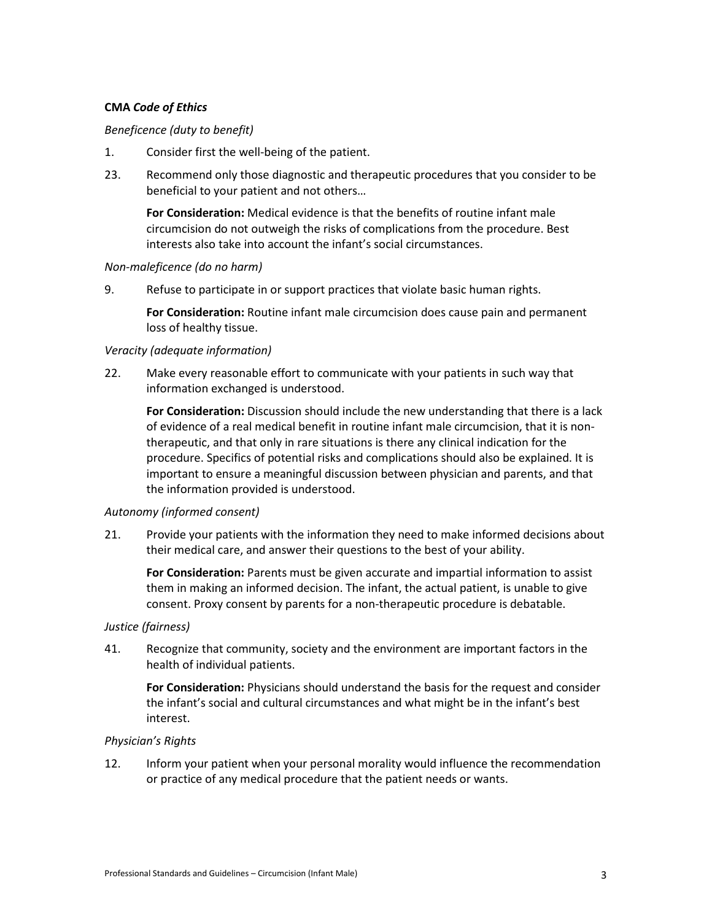**CMA *Code of Ethics***

*Beneficence (duty to benefit)*

1. Consider first the well-being of the patient.

23. Recommend only those diagnostic and therapeutic procedures that you consider to be beneficial to your patient and not others…

    **For Consideration:** Medical evidence is that the benefits of routine infant male circumcision do not outweigh the risks of complications from the procedure. Best interests also take into account the infant's social circumstances.

*Non-maleficence (do no harm)*

9. Refuse to participate in or support practices that violate basic human rights.

    **For Consideration:** Routine infant male circumcision does cause pain and permanent loss of healthy tissue.

*Veracity (adequate information)*

22. Make every reasonable effort to communicate with your patients in such way that information exchanged is understood.

    **For Consideration:** Discussion should include the new understanding that there is a lack of evidence of a real medical benefit in routine infant male circumcision, that it is non-therapeutic, and that only in rare situations is there any clinical indication for the procedure. Specifics of potential risks and complications should also be explained. It is important to ensure a meaningful discussion between physician and parents, and that the information provided is understood.

*Autonomy (informed consent)*

21. Provide your patients with the information they need to make informed decisions about their medical care, and answer their questions to the best of your ability.

    **For Consideration:** Parents must be given accurate and impartial information to assist them in making an informed decision. The infant, the actual patient, is unable to give consent. Proxy consent by parents for a non-therapeutic procedure is debatable.

*Justice (fairness)*

41. Recognize that community, society and the environment are important factors in the health of individual patients.

    **For Consideration:** Physicians should understand the basis for the request and consider the infant's social and cultural circumstances and what might be in the infant's best interest.

*Physician's Rights*

12. Inform your patient when your personal morality would influence the recommendation or practice of any medical procedure that the patient needs or wants.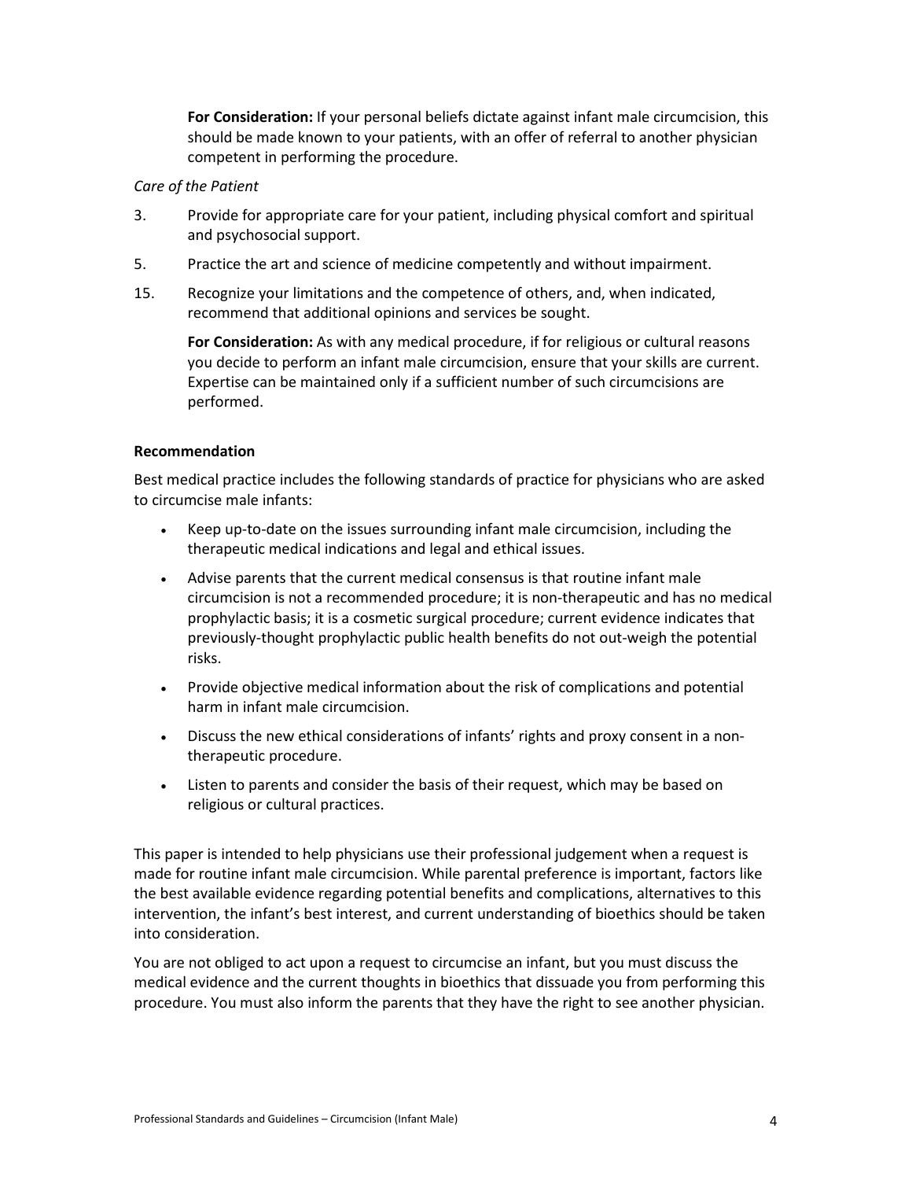**For Consideration:** If your personal beliefs dictate against infant male circumcision, this should be made known to your patients, with an offer of referral to another physician competent in performing the procedure.

*Care of the Patient*

3. Provide for appropriate care for your patient, including physical comfort and spiritual and psychosocial support.

5. Practice the art and science of medicine competently and without impairment.

15. Recognize your limitations and the competence of others, and, when indicated, recommend that additional opinions and services be sought.

    **For Consideration:** As with any medical procedure, if for religious or cultural reasons you decide to perform an infant male circumcision, ensure that your skills are current. Expertise can be maintained only if a sufficient number of such circumcisions are performed.

**Recommendation**

Best medical practice includes the following standards of practice for physicians who are asked to circumcise male infants:

- Keep up-to-date on the issues surrounding infant male circumcision, including the therapeutic medical indications and legal and ethical issues.
- Advise parents that the current medical consensus is that routine infant male circumcision is not a recommended procedure; it is non-therapeutic and has no medical prophylactic basis; it is a cosmetic surgical procedure; current evidence indicates that previously-thought prophylactic public health benefits do not out-weigh the potential risks.
- Provide objective medical information about the risk of complications and potential harm in infant male circumcision.
- Discuss the new ethical considerations of infants' rights and proxy consent in a non-therapeutic procedure.
- Listen to parents and consider the basis of their request, which may be based on religious or cultural practices.

This paper is intended to help physicians use their professional judgement when a request is made for routine infant male circumcision. While parental preference is important, factors like the best available evidence regarding potential benefits and complications, alternatives to this intervention, the infant's best interest, and current understanding of bioethics should be taken into consideration.

You are not obliged to act upon a request to circumcise an infant, but you must discuss the medical evidence and the current thoughts in bioethics that dissuade you from performing this procedure. You must also inform the parents that they have the right to see another physician.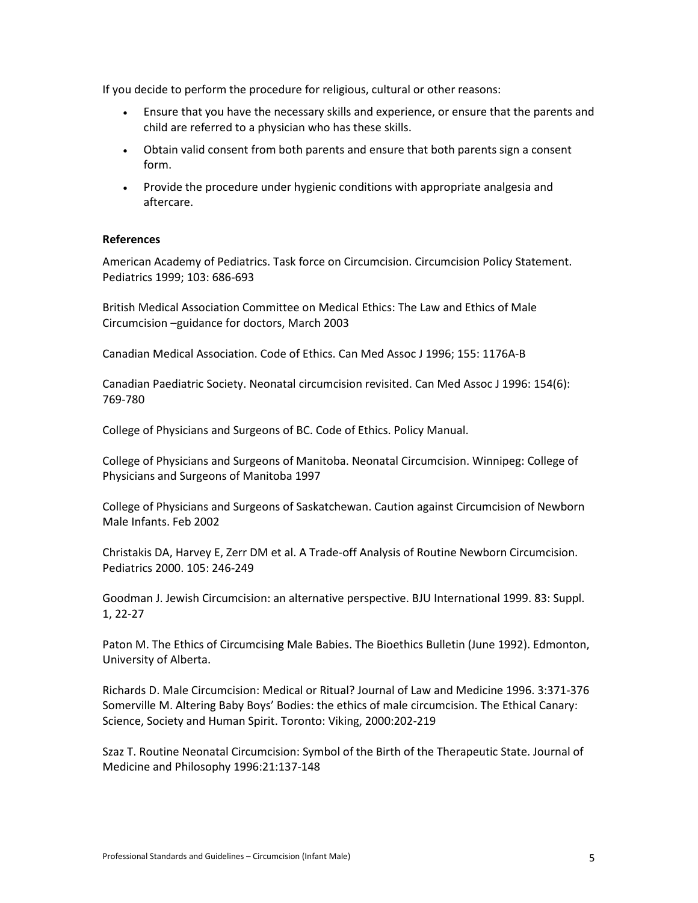If you decide to perform the procedure for religious, cultural or other reasons:

- Ensure that you have the necessary skills and experience, or ensure that the parents and child are referred to a physician who has these skills.
- Obtain valid consent from both parents and ensure that both parents sign a consent form.
- Provide the procedure under hygienic conditions with appropriate analgesia and aftercare.

**References**

American Academy of Pediatrics. Task force on Circumcision. Circumcision Policy Statement. Pediatrics 1999; 103: 686-693

British Medical Association Committee on Medical Ethics: The Law and Ethics of Male Circumcision –guidance for doctors, March 2003

Canadian Medical Association. Code of Ethics. Can Med Assoc J 1996; 155: 1176A-B

Canadian Paediatric Society. Neonatal circumcision revisited. Can Med Assoc J 1996: 154(6): 769-780

College of Physicians and Surgeons of BC. Code of Ethics. Policy Manual.

College of Physicians and Surgeons of Manitoba. Neonatal Circumcision. Winnipeg: College of Physicians and Surgeons of Manitoba 1997

College of Physicians and Surgeons of Saskatchewan. Caution against Circumcision of Newborn Male Infants. Feb 2002

Christakis DA, Harvey E, Zerr DM et al. A Trade-off Analysis of Routine Newborn Circumcision. Pediatrics 2000. 105: 246-249

Goodman J. Jewish Circumcision: an alternative perspective. BJU International 1999. 83: Suppl. 1, 22-27

Paton M. The Ethics of Circumcising Male Babies. The Bioethics Bulletin (June 1992). Edmonton, University of Alberta.

Richards D. Male Circumcision: Medical or Ritual? Journal of Law and Medicine 1996. 3:371-376
Somerville M. Altering Baby Boys' Bodies: the ethics of male circumcision. The Ethical Canary: Science, Society and Human Spirit. Toronto: Viking, 2000:202-219

Szaz T. Routine Neonatal Circumcision: Symbol of the Birth of the Therapeutic State. Journal of Medicine and Philosophy 1996:21:137-148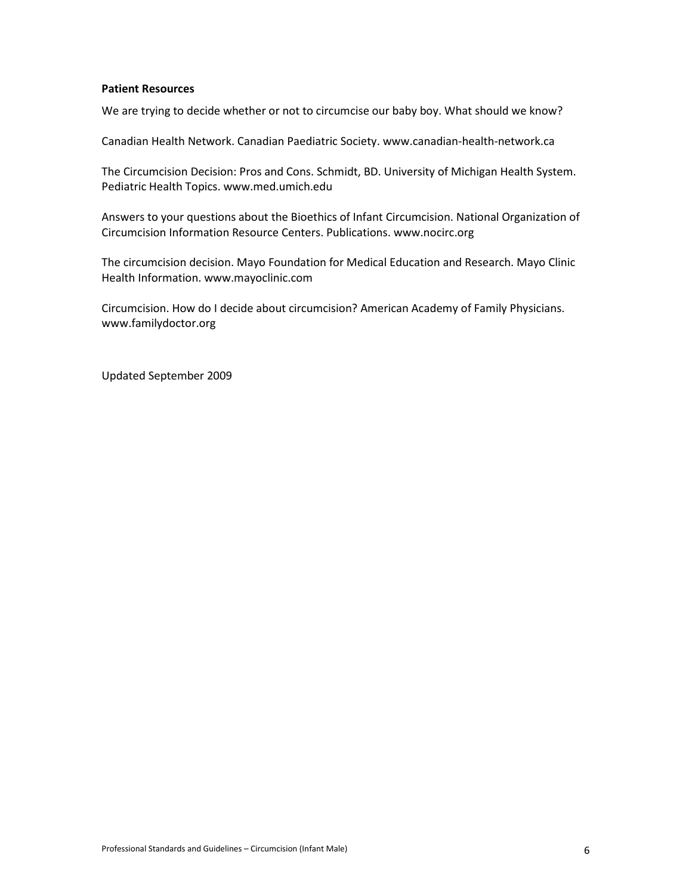**Patient Resources**

We are trying to decide whether or not to circumcise our baby boy. What should we know?

Canadian Health Network. Canadian Paediatric Society. www.canadian-health-network.ca

The Circumcision Decision: Pros and Cons. Schmidt, BD. University of Michigan Health System. Pediatric Health Topics. www.med.umich.edu

Answers to your questions about the Bioethics of Infant Circumcision. National Organization of Circumcision Information Resource Centers. Publications. www.nocirc.org

The circumcision decision. Mayo Foundation for Medical Education and Research. Mayo Clinic Health Information. www.mayoclinic.com

Circumcision. How do I decide about circumcision? American Academy of Family Physicians. www.familydoctor.org

Updated September 2009